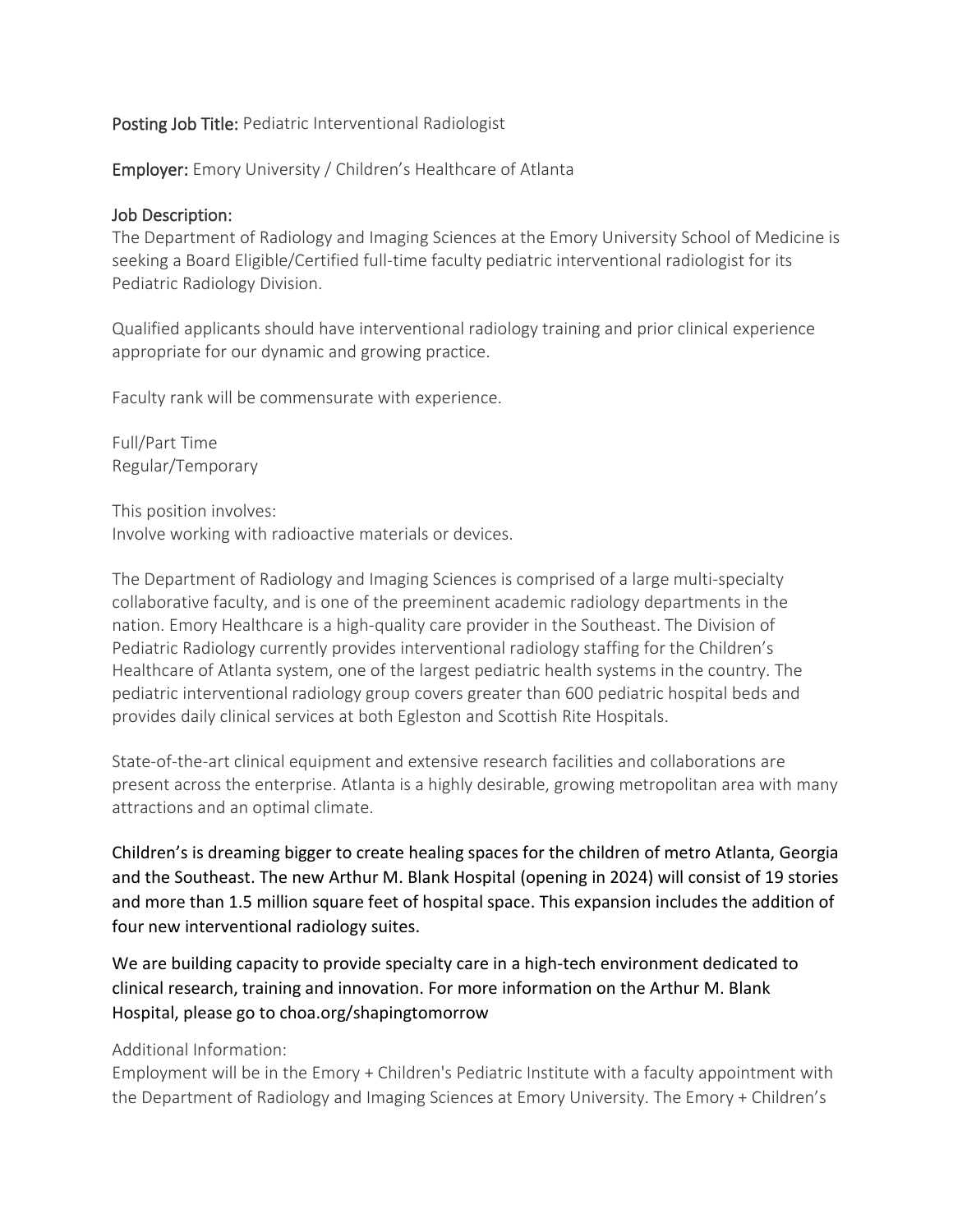**Posting Job Title:** Pediatric Interventional Radiologist

**Employer:** Emory University / Children's Healthcare of Atlanta

**Job Description:**

The Department of Radiology and Imaging Sciences at the Emory University School of Medicine is seeking a Board Eligible/Certified full-time faculty pediatric interventional radiologist for its Pediatric Radiology Division.

Qualified applicants should have interventional radiology training and prior clinical experience appropriate for our dynamic and growing practice.

Faculty rank will be commensurate with experience.

Full/Part Time
Regular/Temporary

This position involves:
Involve working with radioactive materials or devices.

The Department of Radiology and Imaging Sciences is comprised of a large multi-specialty collaborative faculty, and is one of the preeminent academic radiology departments in the nation. Emory Healthcare is a high-quality care provider in the Southeast. The Division of Pediatric Radiology currently provides interventional radiology staffing for the Children's Healthcare of Atlanta system, one of the largest pediatric health systems in the country. The pediatric interventional radiology group covers greater than 600 pediatric hospital beds and provides daily clinical services at both Egleston and Scottish Rite Hospitals.

State-of-the-art clinical equipment and extensive research facilities and collaborations are present across the enterprise. Atlanta is a highly desirable, growing metropolitan area with many attractions and an optimal climate.

Children's is dreaming bigger to create healing spaces for the children of metro Atlanta, Georgia and the Southeast. The new Arthur M. Blank Hospital (opening in 2024) will consist of 19 stories and more than 1.5 million square feet of hospital space. This expansion includes the addition of four new interventional radiology suites.

We are building capacity to provide specialty care in a high-tech environment dedicated to clinical research, training and innovation. For more information on the Arthur M. Blank Hospital, please go to choa.org/shapingtomorrow

Additional Information:
Employment will be in the Emory + Children's Pediatric Institute with a faculty appointment with the Department of Radiology and Imaging Sciences at Emory University. The Emory + Children's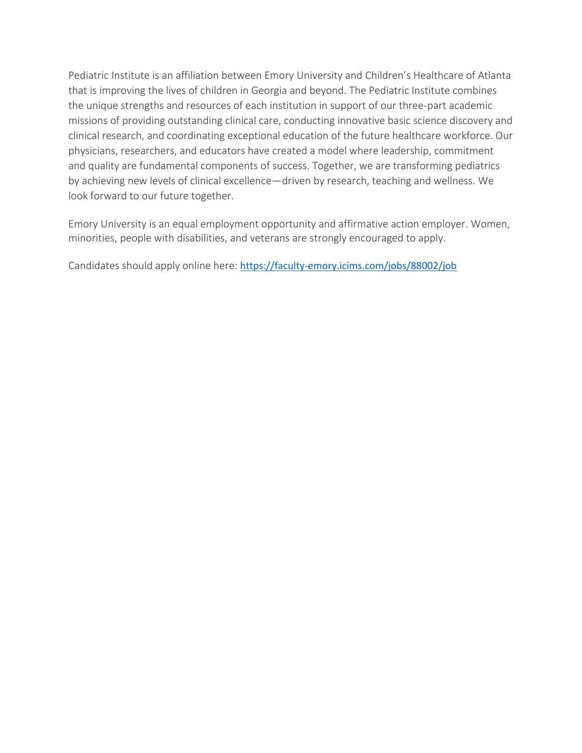Pediatric Institute is an affiliation between Emory University and Children's Healthcare of Atlanta that is improving the lives of children in Georgia and beyond. The Pediatric Institute combines the unique strengths and resources of each institution in support of our three-part academic missions of providing outstanding clinical care, conducting innovative basic science discovery and clinical research, and coordinating exceptional education of the future healthcare workforce. Our physicians, researchers, and educators have created a model where leadership, commitment and quality are fundamental components of success. Together, we are transforming pediatrics by achieving new levels of clinical excellence—driven by research, teaching and wellness. We look forward to our future together.

Emory University is an equal employment opportunity and affirmative action employer. Women, minorities, people with disabilities, and veterans are strongly encouraged to apply.

Candidates should apply online here: [https://faculty-emory.icims.com/jobs/88002/job](https://faculty-emory.icims.com/jobs/88002/job)